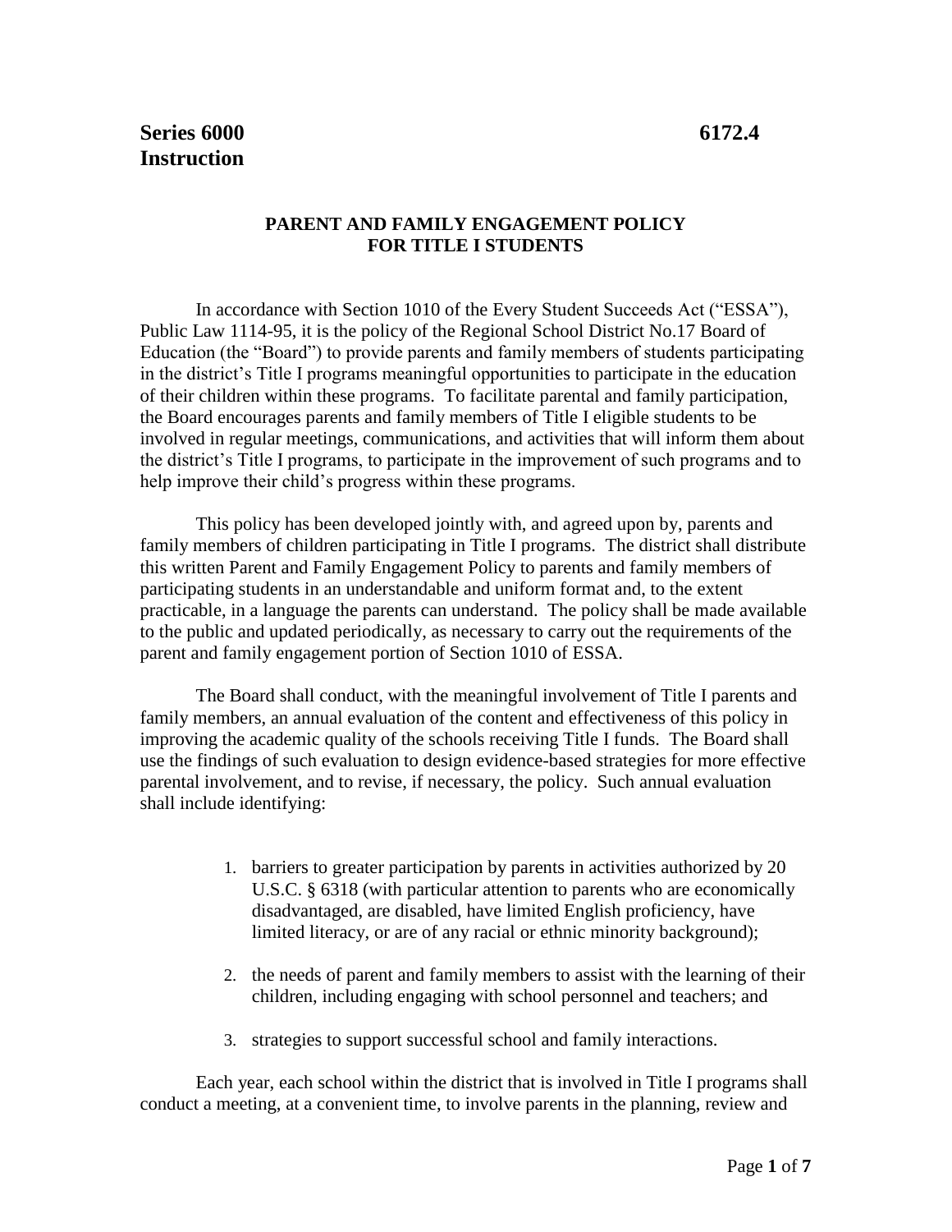**Series 6000** **6172.4**
**Instruction**

## PARENT AND FAMILY ENGAGEMENT POLICY FOR TITLE I STUDENTS

In accordance with Section 1010 of the Every Student Succeeds Act ("ESSA"), Public Law 1114-95, it is the policy of the Regional School District No.17 Board of Education (the "Board") to provide parents and family members of students participating in the district's Title I programs meaningful opportunities to participate in the education of their children within these programs. To facilitate parental and family participation, the Board encourages parents and family members of Title I eligible students to be involved in regular meetings, communications, and activities that will inform them about the district's Title I programs, to participate in the improvement of such programs and to help improve their child's progress within these programs.

This policy has been developed jointly with, and agreed upon by, parents and family members of children participating in Title I programs. The district shall distribute this written Parent and Family Engagement Policy to parents and family members of participating students in an understandable and uniform format and, to the extent practicable, in a language the parents can understand. The policy shall be made available to the public and updated periodically, as necessary to carry out the requirements of the parent and family engagement portion of Section 1010 of ESSA.

The Board shall conduct, with the meaningful involvement of Title I parents and family members, an annual evaluation of the content and effectiveness of this policy in improving the academic quality of the schools receiving Title I funds. The Board shall use the findings of such evaluation to design evidence-based strategies for more effective parental involvement, and to revise, if necessary, the policy. Such annual evaluation shall include identifying:

1. barriers to greater participation by parents in activities authorized by 20 U.S.C. § 6318 (with particular attention to parents who are economically disadvantaged, are disabled, have limited English proficiency, have limited literacy, or are of any racial or ethnic minority background);
2. the needs of parent and family members to assist with the learning of their children, including engaging with school personnel and teachers; and
3. strategies to support successful school and family interactions.

Each year, each school within the district that is involved in Title I programs shall conduct a meeting, at a convenient time, to involve parents in the planning, review and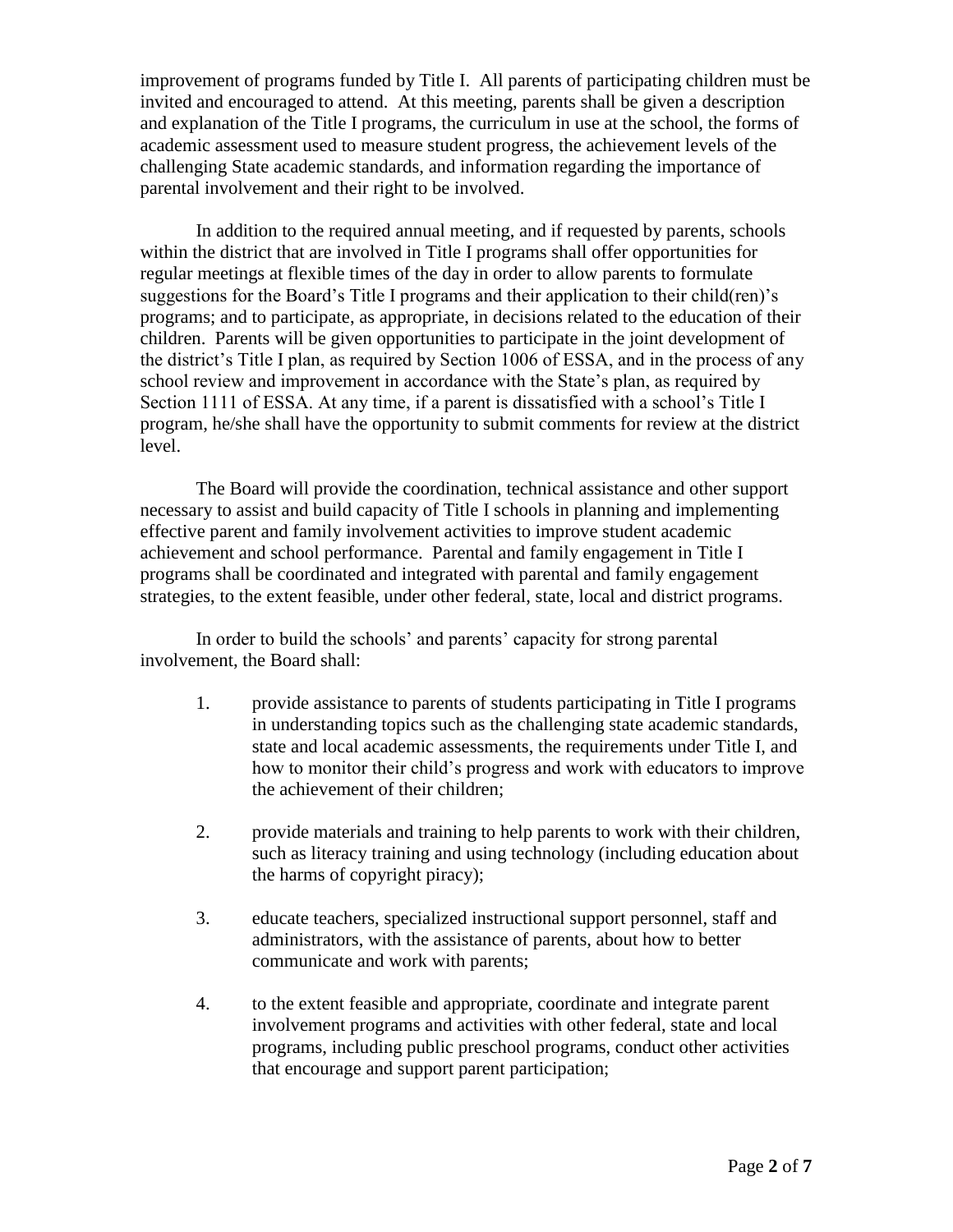improvement of programs funded by Title I. All parents of participating children must be invited and encouraged to attend. At this meeting, parents shall be given a description and explanation of the Title I programs, the curriculum in use at the school, the forms of academic assessment used to measure student progress, the achievement levels of the challenging State academic standards, and information regarding the importance of parental involvement and their right to be involved.

In addition to the required annual meeting, and if requested by parents, schools within the district that are involved in Title I programs shall offer opportunities for regular meetings at flexible times of the day in order to allow parents to formulate suggestions for the Board's Title I programs and their application to their child(ren)'s programs; and to participate, as appropriate, in decisions related to the education of their children. Parents will be given opportunities to participate in the joint development of the district's Title I plan, as required by Section 1006 of ESSA, and in the process of any school review and improvement in accordance with the State's plan, as required by Section 1111 of ESSA. At any time, if a parent is dissatisfied with a school's Title I program, he/she shall have the opportunity to submit comments for review at the district level.

The Board will provide the coordination, technical assistance and other support necessary to assist and build capacity of Title I schools in planning and implementing effective parent and family involvement activities to improve student academic achievement and school performance. Parental and family engagement in Title I programs shall be coordinated and integrated with parental and family engagement strategies, to the extent feasible, under other federal, state, local and district programs.

In order to build the schools' and parents' capacity for strong parental involvement, the Board shall:

1. provide assistance to parents of students participating in Title I programs in understanding topics such as the challenging state academic standards, state and local academic assessments, the requirements under Title I, and how to monitor their child's progress and work with educators to improve the achievement of their children;

2. provide materials and training to help parents to work with their children, such as literacy training and using technology (including education about the harms of copyright piracy);

3. educate teachers, specialized instructional support personnel, staff and administrators, with the assistance of parents, about how to better communicate and work with parents;

4. to the extent feasible and appropriate, coordinate and integrate parent involvement programs and activities with other federal, state and local programs, including public preschool programs, conduct other activities that encourage and support parent participation;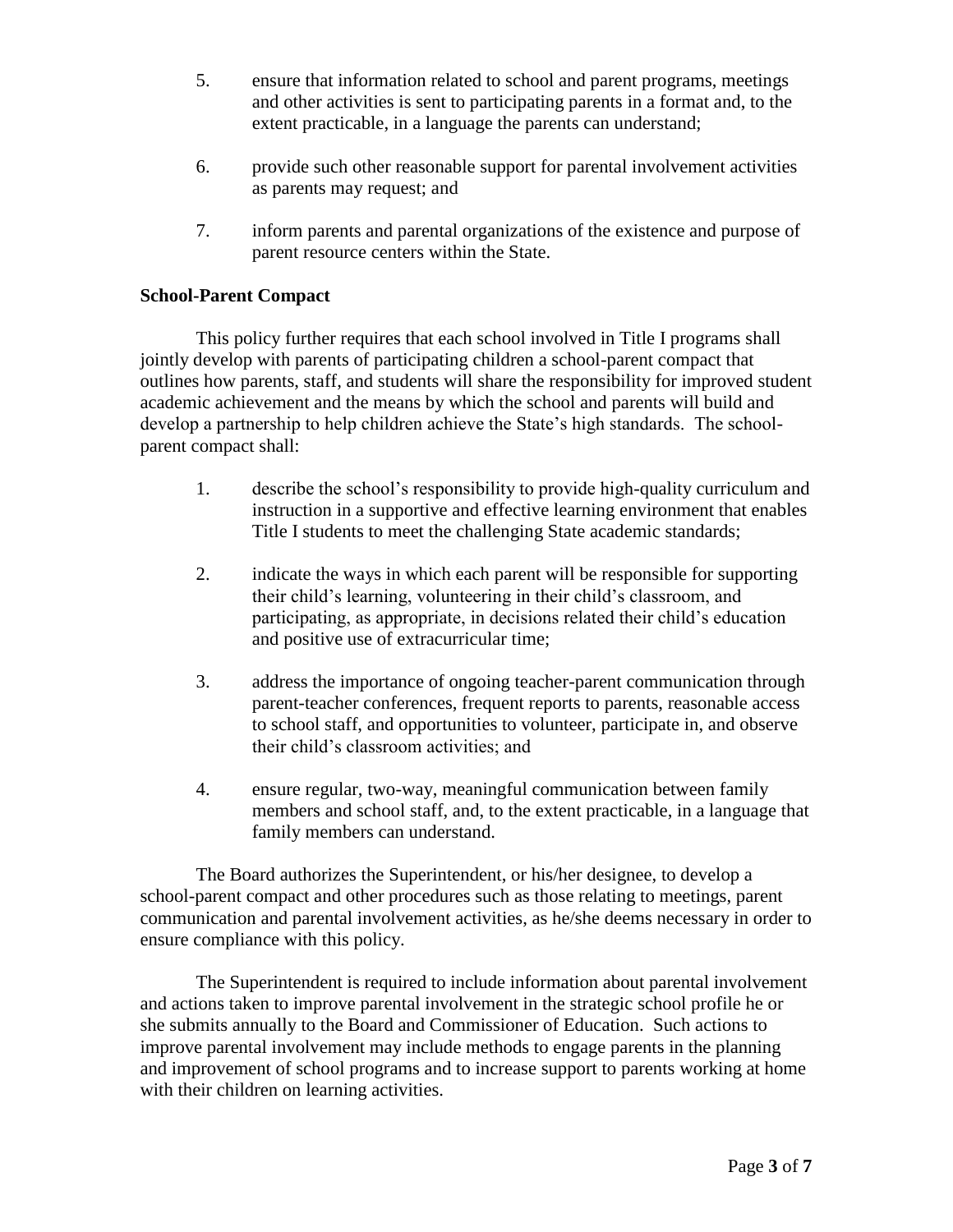5. ensure that information related to school and parent programs, meetings and other activities is sent to participating parents in a format and, to the extent practicable, in a language the parents can understand;

6. provide such other reasonable support for parental involvement activities as parents may request; and

7. inform parents and parental organizations of the existence and purpose of parent resource centers within the State.

**School-Parent Compact**

This policy further requires that each school involved in Title I programs shall jointly develop with parents of participating children a school-parent compact that outlines how parents, staff, and students will share the responsibility for improved student academic achievement and the means by which the school and parents will build and develop a partnership to help children achieve the State's high standards. The school-parent compact shall:

1. describe the school's responsibility to provide high-quality curriculum and instruction in a supportive and effective learning environment that enables Title I students to meet the challenging State academic standards;

2. indicate the ways in which each parent will be responsible for supporting their child's learning, volunteering in their child's classroom, and participating, as appropriate, in decisions related their child's education and positive use of extracurricular time;

3. address the importance of ongoing teacher-parent communication through parent-teacher conferences, frequent reports to parents, reasonable access to school staff, and opportunities to volunteer, participate in, and observe their child's classroom activities; and

4. ensure regular, two-way, meaningful communication between family members and school staff, and, to the extent practicable, in a language that family members can understand.

The Board authorizes the Superintendent, or his/her designee, to develop a school-parent compact and other procedures such as those relating to meetings, parent communication and parental involvement activities, as he/she deems necessary in order to ensure compliance with this policy.

The Superintendent is required to include information about parental involvement and actions taken to improve parental involvement in the strategic school profile he or she submits annually to the Board and Commissioner of Education. Such actions to improve parental involvement may include methods to engage parents in the planning and improvement of school programs and to increase support to parents working at home with their children on learning activities.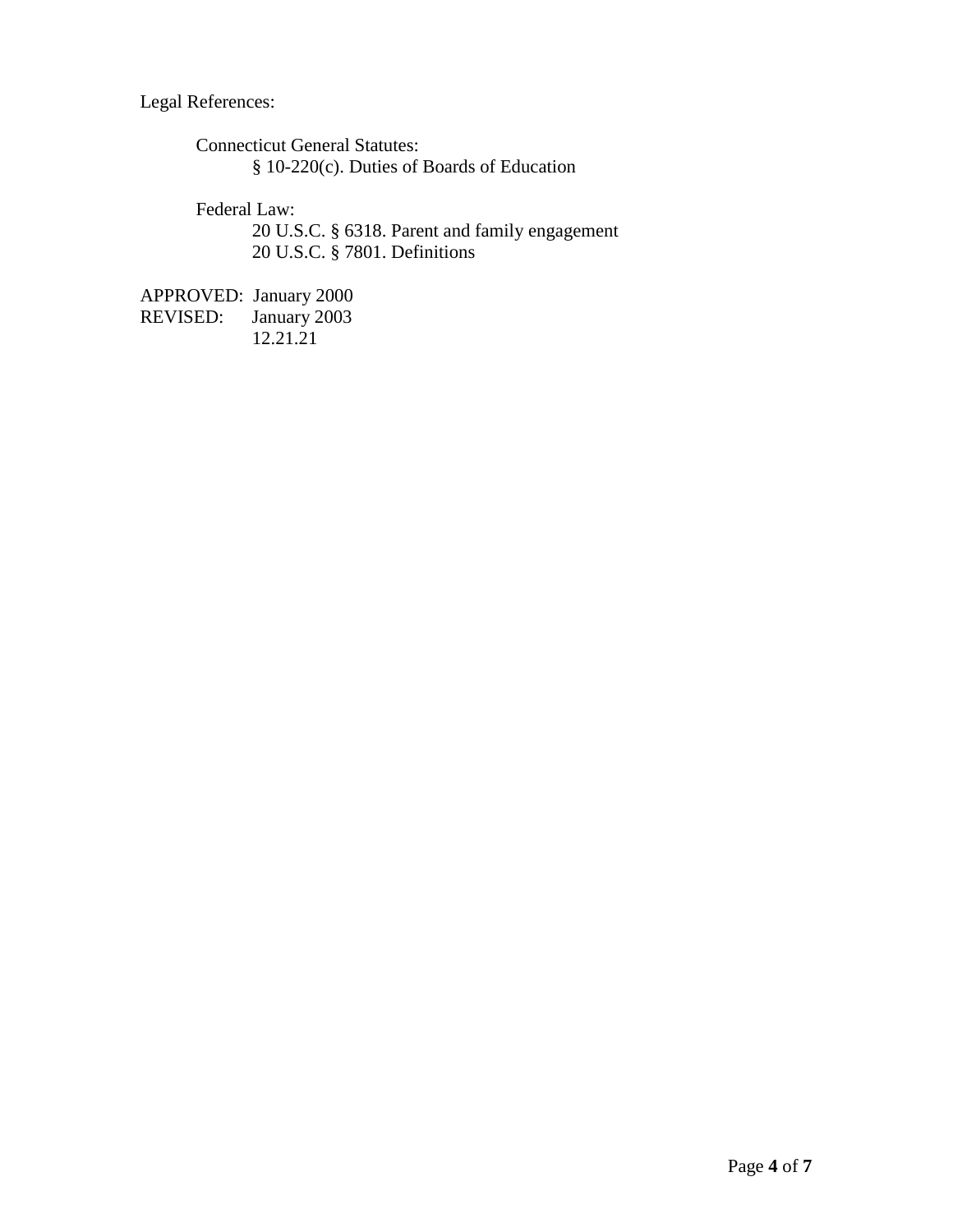Legal References:

Connecticut General Statutes:

§ 10-220(c). Duties of Boards of Education

Federal Law:

20 U.S.C. § 6318. Parent and family engagement

20 U.S.C. § 7801. Definitions

APPROVED: January 2000

REVISED: January 2003

12.21.21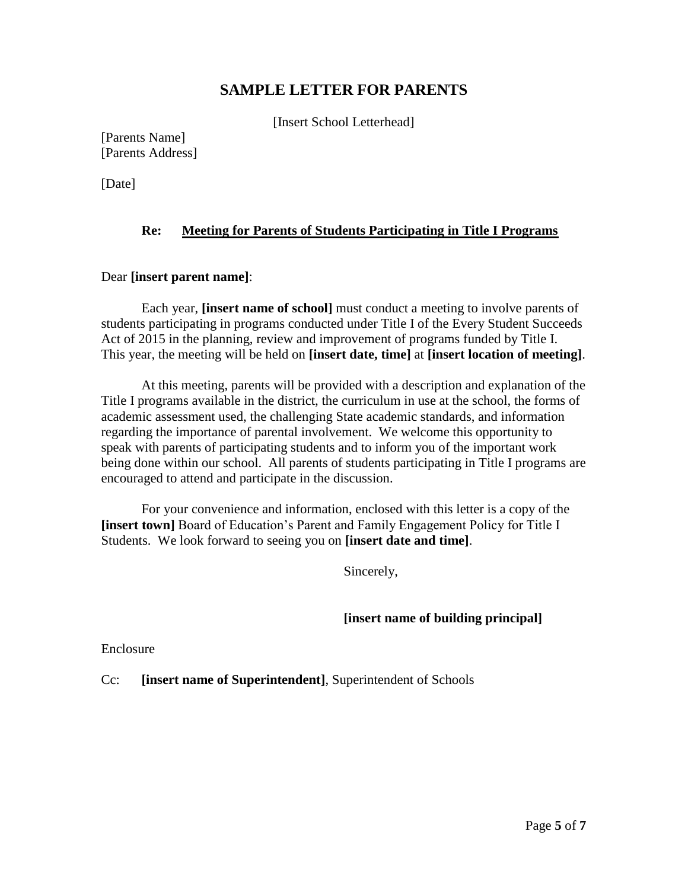# SAMPLE LETTER FOR PARENTS

[Insert School Letterhead]

[Parents Name]
[Parents Address]

[Date]

**Re: <u>Meeting for Parents of Students Participating in Title I Programs</u>**

Dear **[insert parent name]**:

Each year, **[insert name of school]** must conduct a meeting to involve parents of students participating in programs conducted under Title I of the Every Student Succeeds Act of 2015 in the planning, review and improvement of programs funded by Title I. This year, the meeting will be held on **[insert date, time]** at **[insert location of meeting]**.

At this meeting, parents will be provided with a description and explanation of the Title I programs available in the district, the curriculum in use at the school, the forms of academic assessment used, the challenging State academic standards, and information regarding the importance of parental involvement. We welcome this opportunity to speak with parents of participating students and to inform you of the important work being done within our school. All parents of students participating in Title I programs are encouraged to attend and participate in the discussion.

For your convenience and information, enclosed with this letter is a copy of the **[insert town]** Board of Education's Parent and Family Engagement Policy for Title I Students. We look forward to seeing you on **[insert date and time]**.

Sincerely,

**[insert name of building principal]**

Enclosure

Cc: **[insert name of Superintendent]**, Superintendent of Schools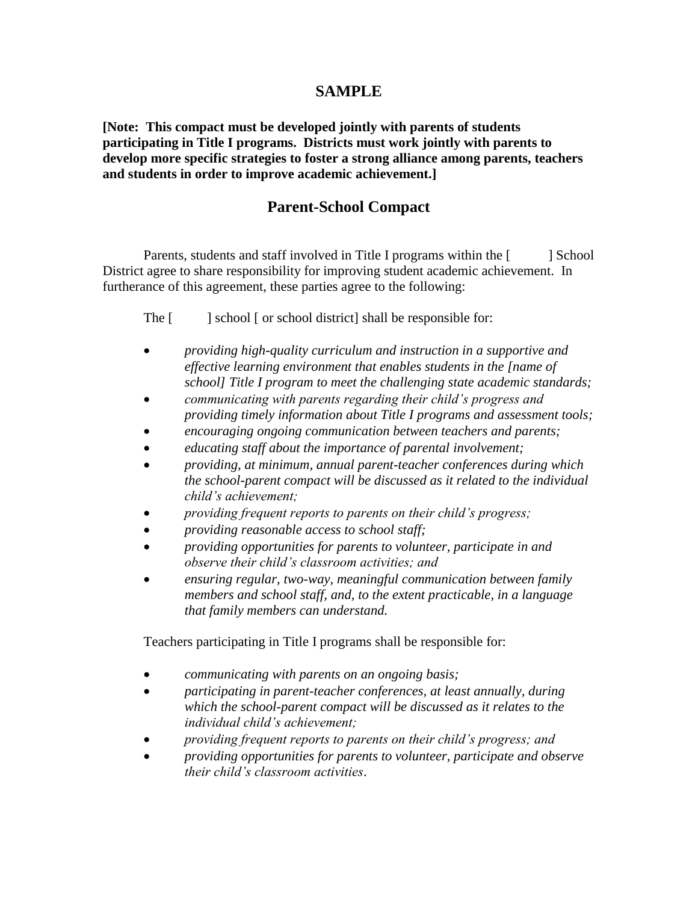# SAMPLE

**[Note: This compact must be developed jointly with parents of students participating in Title I programs. Districts must work jointly with parents to develop more specific strategies to foster a strong alliance among parents, teachers and students in order to improve academic achievement.]**

## Parent-School Compact

Parents, students and staff involved in Title I programs within the [ ] School District agree to share responsibility for improving student academic achievement. In furtherance of this agreement, these parties agree to the following:

The [ ] school [ or school district] shall be responsible for:

- *providing high-quality curriculum and instruction in a supportive and effective learning environment that enables students in the [name of school] Title I program to meet the challenging state academic standards;*
- *communicating with parents regarding their child's progress and providing timely information about Title I programs and assessment tools;*
- *encouraging ongoing communication between teachers and parents;*
- *educating staff about the importance of parental involvement;*
- *providing, at minimum, annual parent-teacher conferences during which the school-parent compact will be discussed as it related to the individual child's achievement;*
- *providing frequent reports to parents on their child's progress;*
- *providing reasonable access to school staff;*
- *providing opportunities for parents to volunteer, participate in and observe their child's classroom activities; and*
- *ensuring regular, two-way, meaningful communication between family members and school staff, and, to the extent practicable, in a language that family members can understand.*

Teachers participating in Title I programs shall be responsible for:

- *communicating with parents on an ongoing basis;*
- *participating in parent-teacher conferences, at least annually, during which the school-parent compact will be discussed as it relates to the individual child's achievement;*
- *providing frequent reports to parents on their child's progress; and*
- *providing opportunities for parents to volunteer, participate and observe their child's classroom activities*.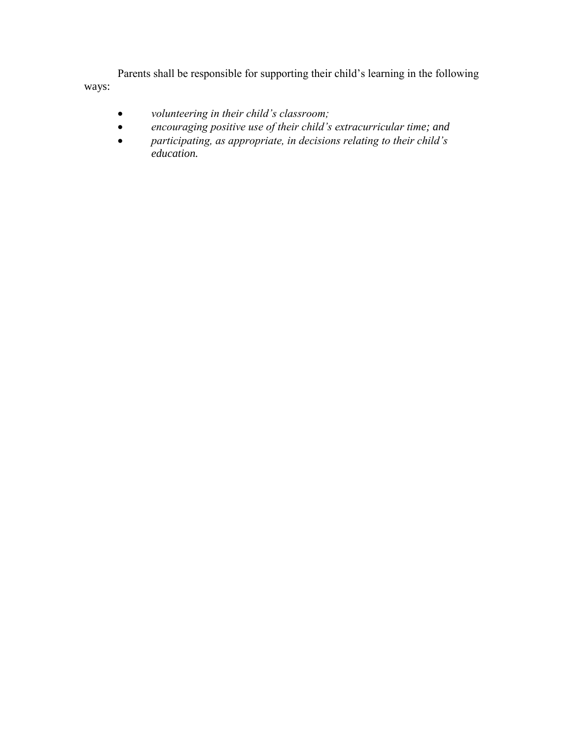Parents shall be responsible for supporting their child's learning in the following ways:

- *volunteering in their child's classroom;*
- *encouraging positive use of their child's extracurricular time; and*
- *participating, as appropriate, in decisions relating to their child's education.*